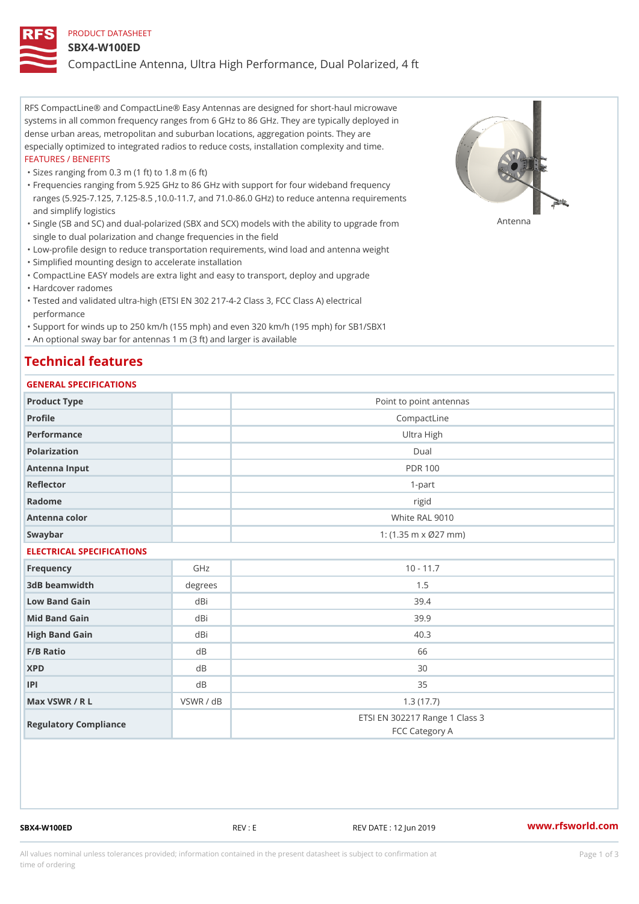PRODUCT DATASHEET

# SBX4-W100ED

CompactLine Antenna, Ultra High Performance, Dual Polarized, 4 ft

RFS CompactLine® and CompactLine® Easy Antennas are designed for short-haul microwave systems in all common frequency ranges from 6 GHz to 86 GHz. They are typically deployed in dense urban areas, metropolitan and suburban locations, aggregation points. They are especially optimized to integrated radios to reduce costs, installation complexity and time.

FEATURES / BENEFITS

- Sizes ranging from 0.3 m (1 ft) to 1.8 m (6 ft)
- Frequencies ranging from 5.925 GHz to 86 GHz with support for four wideband frequency ranges (5.925-7.125, 7.125-8.5 ,10.0-11.7, and 71.0-86.0 GHz) to reduce antenna requirements and simplify logistics
- Single (SB and SC) and dual-polarized (SBX and SCX) models with the ability to upgrade from single to dual polarization and change frequencies in the field
- Low-profile design to reduce transportation requirements, wind load and antenna weight
- Simplified mounting design to accelerate installation
- CompactLine EASY models are extra light and easy to transport, deploy and upgrade
- Hardcover radomes
- Tested and validated ultra-high (ETSI EN 302 217-4-2 Class 3, FCC Class A) electrical performance
- Support for winds up to 250 km/h (155 mph) and even 320 km/h (195 mph) for SB1/SBX1
- An optional sway bar for antennas 1 m (3 ft) and larger is available

Antenna

## Technical features

### GENERAL SPECIFICATIONS

| | | |
|---|---|---|
| Product Type | | Point to point antennas |
| Profile | | CompactLine |
| Performance | | Ultra High |
| Polarization | | Dual |
| Antenna Input | | PDR 100 |
| Reflector | | 1-part |
| Radome | | rigid |
| Antenna color | | White RAL 9010 |
| Swaybar | | 1: (1.35 m x Ø27 mm) |

### ELECTRICAL SPECIFICATIONS

| | | |
|---|---|---|
| Frequency | GHz | 10 - 11.7 |
| 3dB beamwidth | degrees | 1.5 |
| Low Band Gain | dBi | 39.4 |
| Mid Band Gain | dBi | 39.9 |
| High Band Gain | dBi | 40.3 |
| F/B Ratio | dB | 66 |
| XPD | dB | 30 |
| IPI | dB | 35 |
| Max VSWR / R L | VSWR / dB | 1.3 (17.7) |
| Regulatory Compliance | | ETSI EN 302217 Range 1 Class 3<br>FCC Category A |

SBX4-W100ED REV : E REV DATE : 12 Jun 2019 www.rfsworld.com

All values nominal unless tolerances provided; information contained in the present datasheet is subject to confirmation at time of ordering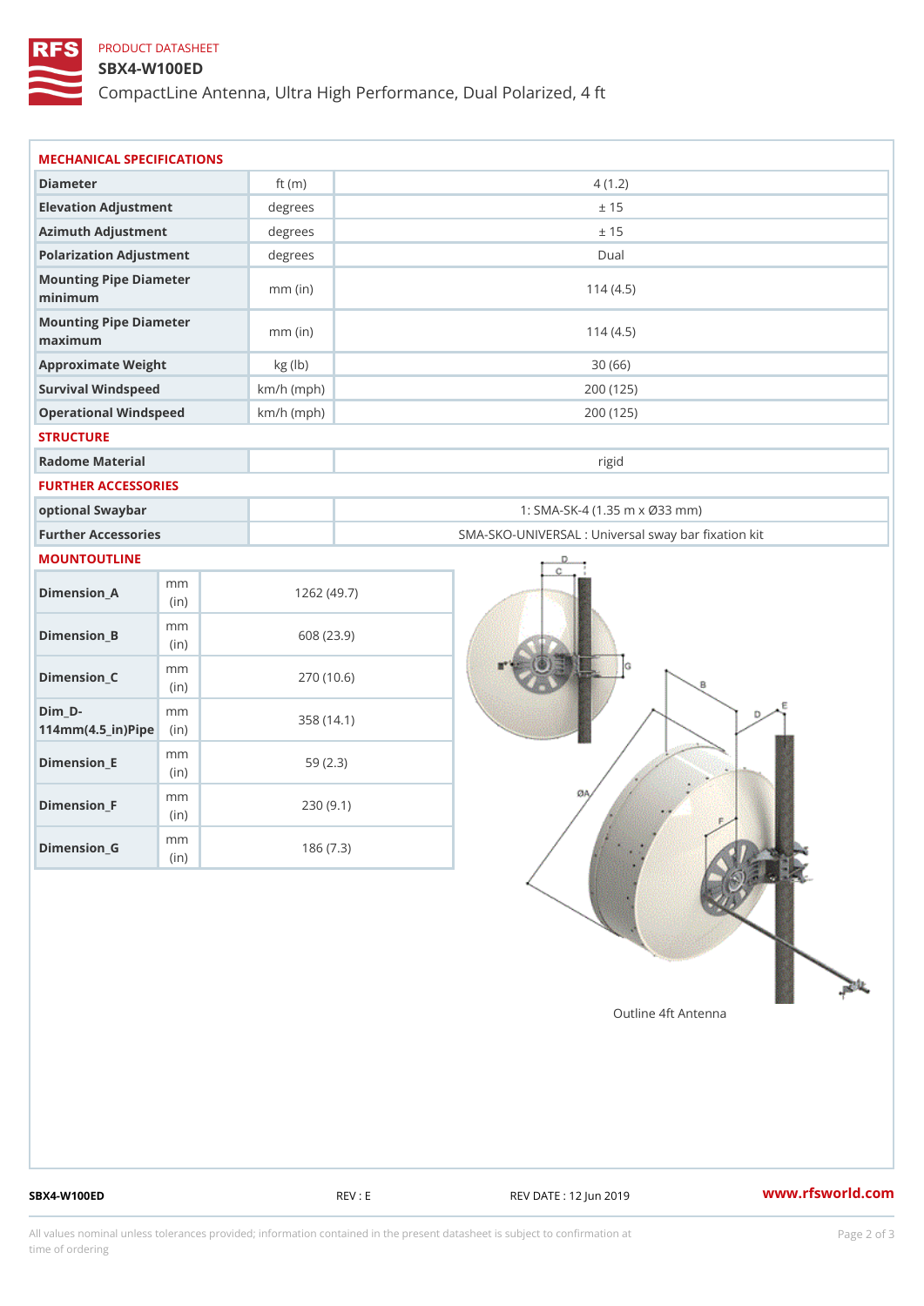PRODUCT DATASHEET

# SBX4-W100ED

CompactLine Antenna, Ultra High Performance, Dual Polarized, 4 ft

## MECHANICAL SPECIFICATIONS

| Parameter | Unit | Value |
|---|---|---|
| Diameter | ft (m) | 4 (1.2) |
| Elevation Adjustment | degrees | ± 15 |
| Azimuth Adjustment | degrees | ± 15 |
| Polarization Adjustment | degrees | Dual |
| Mounting Pipe Diameter minimum | mm (in) | 114 (4.5) |
| Mounting Pipe Diameter maximum | mm (in) | 114 (4.5) |
| Approximate Weight | kg (lb) | 30 (66) |
| Survival Windspeed | km/h (mph) | 200 (125) |
| Operational Windspeed | km/h (mph) | 200 (125) |

## STRUCTURE

| Parameter | Unit | Value |
|---|---|---|
| Radome Material | | rigid |

## FURTHER ACCESSORIES

| Parameter | Unit | Value |
|---|---|---|
| optional Swaybar | | 1: SMA-SK-4 (1.35 m x Ø33 mm) |
| Further Accessories | | SMA-SKO-UNIVERSAL : Universal sway bar fixation kit |

## MOUNTOUTLINE

| Dimension | Unit | Value |
|---|---|---|
| Dimension_A | mm (in) | 1262 (49.7) |
| Dimension_B | mm (in) | 608 (23.9) |
| Dimension_C | mm (in) | 270 (10.6) |
| Dim_D-114mm(4.5_in)Pipe | mm (in) | 358 (14.1) |
| Dimension_E | mm (in) | 59 (2.3) |
| Dimension_F | mm (in) | 230 (9.1) |
| Dimension_G | mm (in) | 186 (7.3) |

Outline 4ft Antenna

SBX4-W100ED REV : E REV DATE : 12 Jun 2019 www.rfsworld.com

All values nominal unless tolerances provided; information contained in the present datasheet is subject to confirmation at time of ordering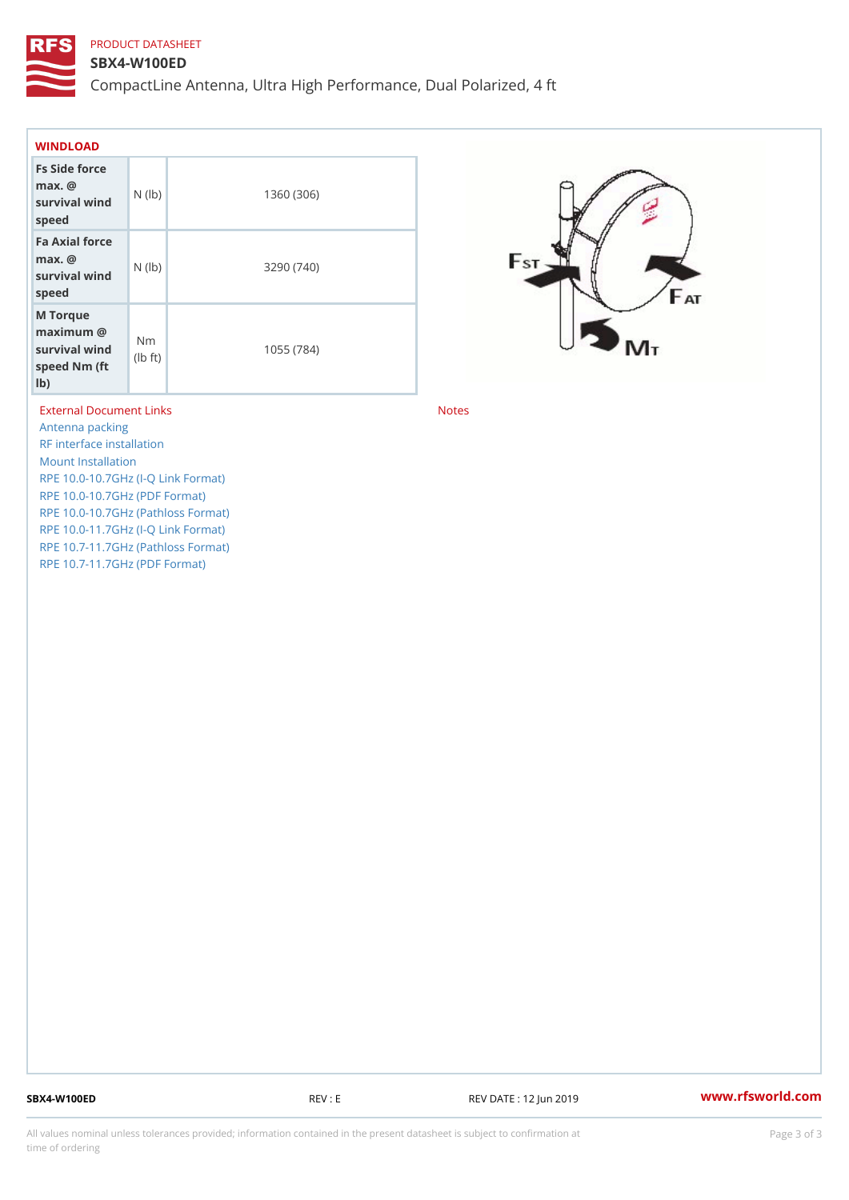PRODUCT DATASHEET

# SBX4-W100ED

CompactLine Antenna, Ultra High Performance, Dual Polarized, 4 ft

## WINDLOAD

| | | |
|---|---|---|
| Fs Side force max. @ survival wind speed | N (lb) | 1360 (306) |
| Fa Axial force max. @ survival wind speed | N (lb) | 3290 (740) |
| M Torque maximum @ survival wind speed Nm (ft lb) | Nm (lb ft) | 1055 (784) |

FST

FAT

MT

External Document Links

- Antenna packing
- RF interface installation
- Mount Installation
- RPE 10.0-10.7GHz (I-Q Link Format)
- RPE 10.0-10.7GHz (PDF Format)
- RPE 10.0-10.7GHz (Pathloss Format)
- RPE 10.0-11.7GHz (I-Q Link Format)
- RPE 10.7-11.7GHz (Pathloss Format)
- RPE 10.7-11.7GHz (PDF Format)

Notes

SBX4-W100ED REV : E REV DATE : 12 Jun 2019 www.rfsworld.com

All values nominal unless tolerances provided; information contained in the present datasheet is subject to confirmation at time of ordering